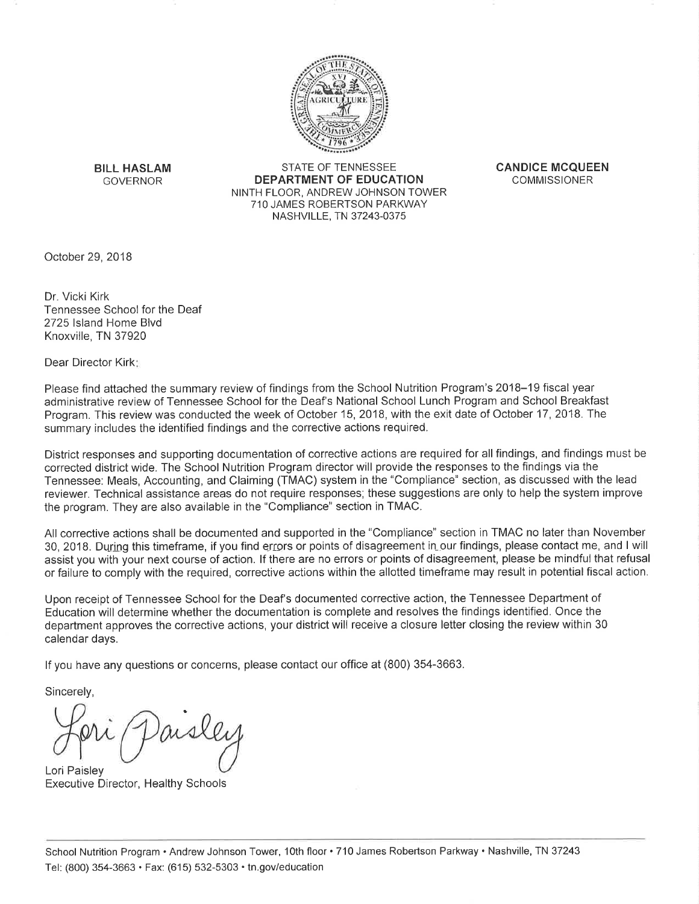**BILL HASLAM**
GOVERNOR

STATE OF TENNESSEE
**DEPARTMENT OF EDUCATION**
NINTH FLOOR, ANDREW JOHNSON TOWER
710 JAMES ROBERTSON PARKWAY
NASHVILLE, TN 37243-0375

**CANDICE MCQUEEN**
COMMISSIONER

October 29, 2018

Dr. Vicki Kirk
Tennessee School for the Deaf
2725 Island Home Blvd
Knoxville, TN 37920

Dear Director Kirk:

Please find attached the summary review of findings from the School Nutrition Program's 2018–19 fiscal year administrative review of Tennessee School for the Deaf's National School Lunch Program and School Breakfast Program. This review was conducted the week of October 15, 2018, with the exit date of October 17, 2018. The summary includes the identified findings and the corrective actions required.

District responses and supporting documentation of corrective actions are required for all findings, and findings must be corrected district wide. The School Nutrition Program director will provide the responses to the findings via the Tennessee: Meals, Accounting, and Claiming (TMAC) system in the "Compliance" section, as discussed with the lead reviewer. Technical assistance areas do not require responses; these suggestions are only to help the system improve the program. They are also available in the "Compliance" section in TMAC.

All corrective actions shall be documented and supported in the "Compliance" section in TMAC no later than November 30, 2018. During this timeframe, if you find errors or points of disagreement in our findings, please contact me, and I will assist you with your next course of action. If there are no errors or points of disagreement, please be mindful that refusal or failure to comply with the required, corrective actions within the allotted timeframe may result in potential fiscal action.

Upon receipt of Tennessee School for the Deaf's documented corrective action, the Tennessee Department of Education will determine whether the documentation is complete and resolves the findings identified. Once the department approves the corrective actions, your district will receive a closure letter closing the review within 30 calendar days.

If you have any questions or concerns, please contact our office at (800) 354-3663.

Sincerely,

Lori Paisley

Lori Paisley
Executive Director, Healthy Schools

School Nutrition Program • Andrew Johnson Tower, 10th floor • 710 James Robertson Parkway • Nashville, TN 37243
Tel: (800) 354-3663 • Fax: (615) 532-5303 • tn.gov/education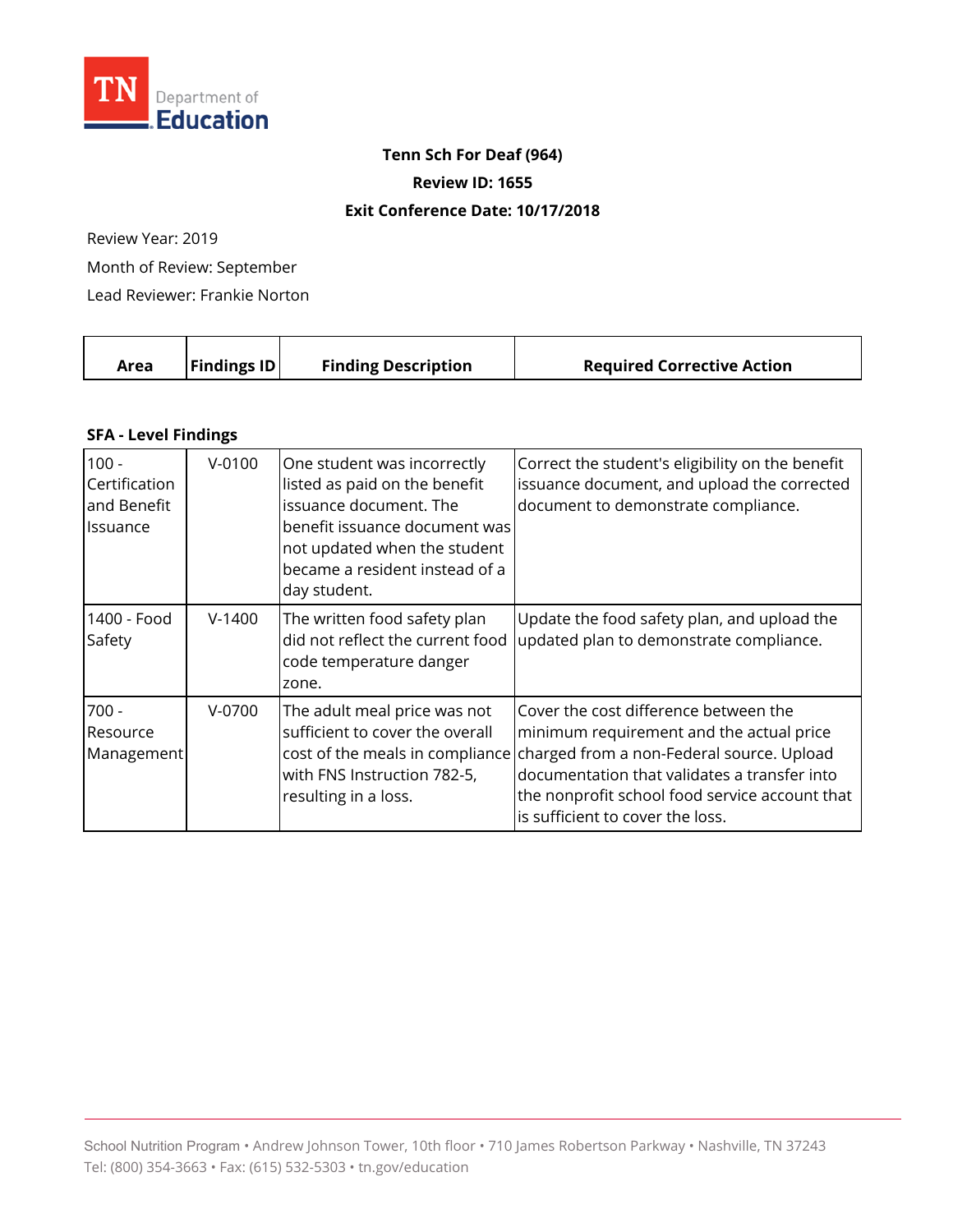TN Department of Education

**Tenn Sch For Deaf (964)**

**Review ID: 1655**

**Exit Conference Date: 10/17/2018**

Review Year: 2019

Month of Review: September

Lead Reviewer: Frankie Norton

**SFA - Level Findings**

| Area | Findings ID | Finding Description | Required Corrective Action |
|---|---|---|---|
| 100 - Certification and Benefit Issuance | V-0100 | One student was incorrectly listed as paid on the benefit issuance document. The benefit issuance document was not updated when the student became a resident instead of a day student. | Correct the student's eligibility on the benefit issuance document, and upload the corrected document to demonstrate compliance. |
| 1400 - Food Safety | V-1400 | The written food safety plan did not reflect the current food code temperature danger zone. | Update the food safety plan, and upload the updated plan to demonstrate compliance. |
| 700 - Resource Management | V-0700 | The adult meal price was not sufficient to cover the overall cost of the meals in compliance with FNS Instruction 782-5, resulting in a loss. | Cover the cost difference between the minimum requirement and the actual price charged from a non-Federal source. Upload documentation that validates a transfer into the nonprofit school food service account that is sufficient to cover the loss. |

School Nutrition Program • Andrew Johnson Tower, 10th floor • 710 James Robertson Parkway • Nashville, TN 37243
Tel: (800) 354-3663 • Fax: (615) 532-5303 • tn.gov/education